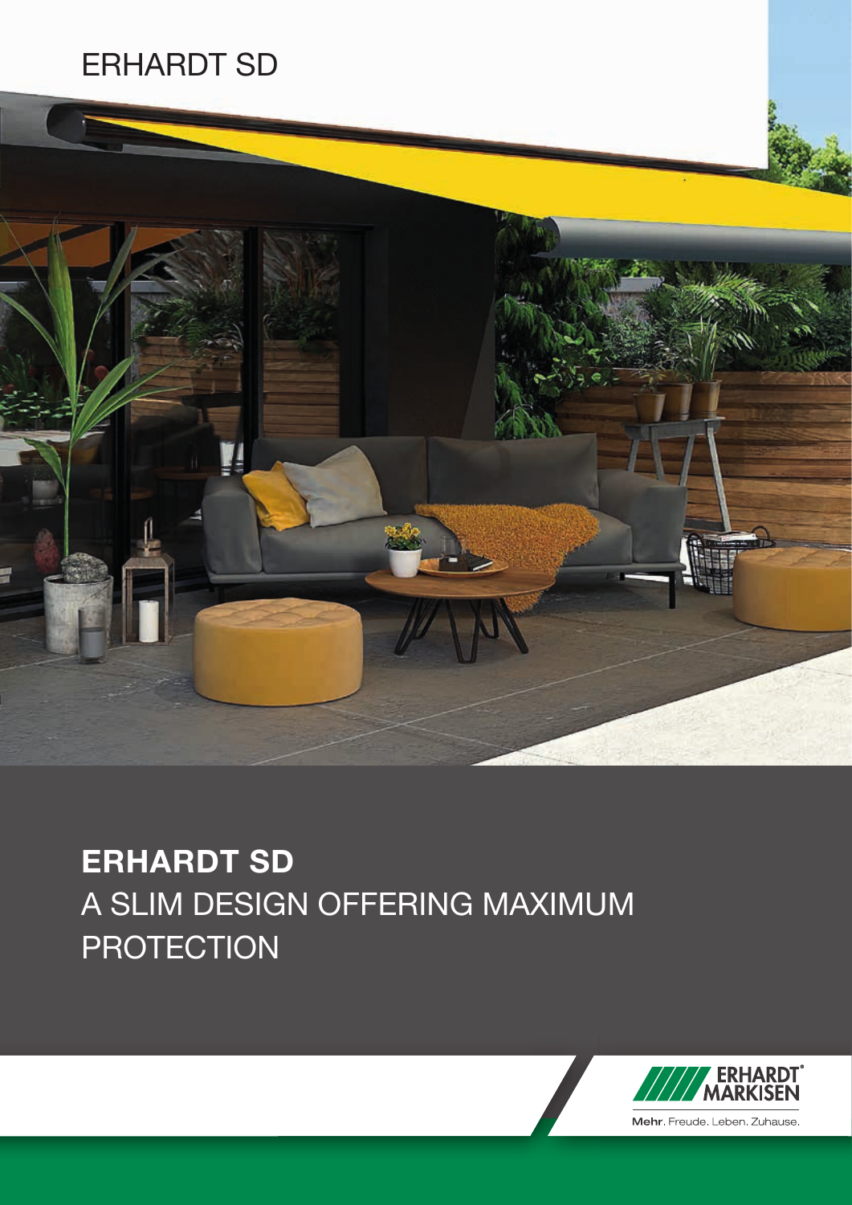# ERHARDT SD

## ERHARDT SD
A SLIM DESIGN OFFERING MAXIMUM PROTECTION

ERHARDT MARKISEN

Mehr. Freude. Leben. Zuhause.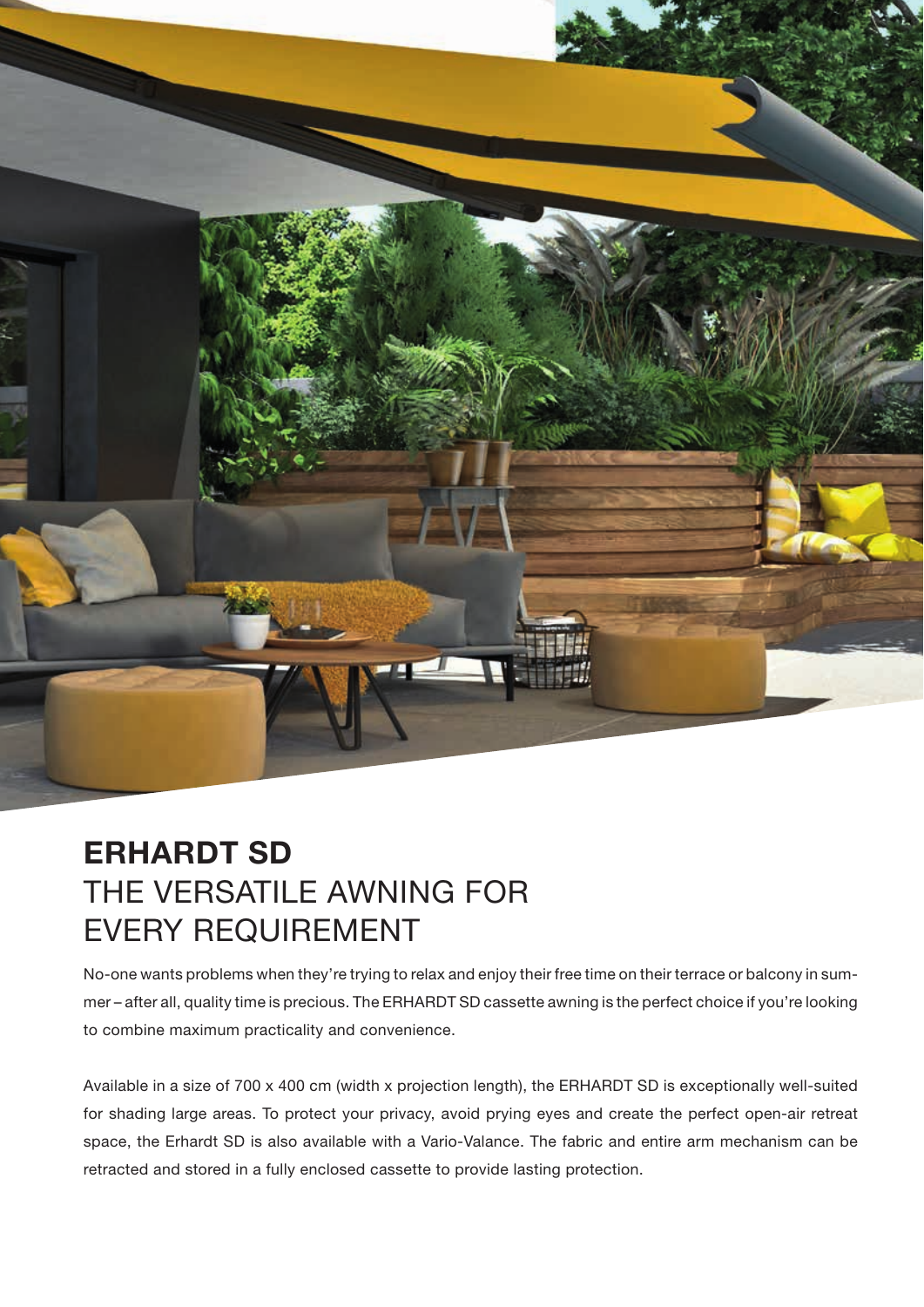# ERHARDT SD
## THE VERSATILE AWNING FOR EVERY REQUIREMENT

No-one wants problems when they're trying to relax and enjoy their free time on their terrace or balcony in summer – after all, quality time is precious. The ERHARDT SD cassette awning is the perfect choice if you're looking to combine maximum practicality and convenience.

Available in a size of 700 x 400 cm (width x projection length), the ERHARDT SD is exceptionally well-suited for shading large areas. To protect your privacy, avoid prying eyes and create the perfect open-air retreat space, the Erhardt SD is also available with a Vario-Valance. The fabric and entire arm mechanism can be retracted and stored in a fully enclosed cassette to provide lasting protection.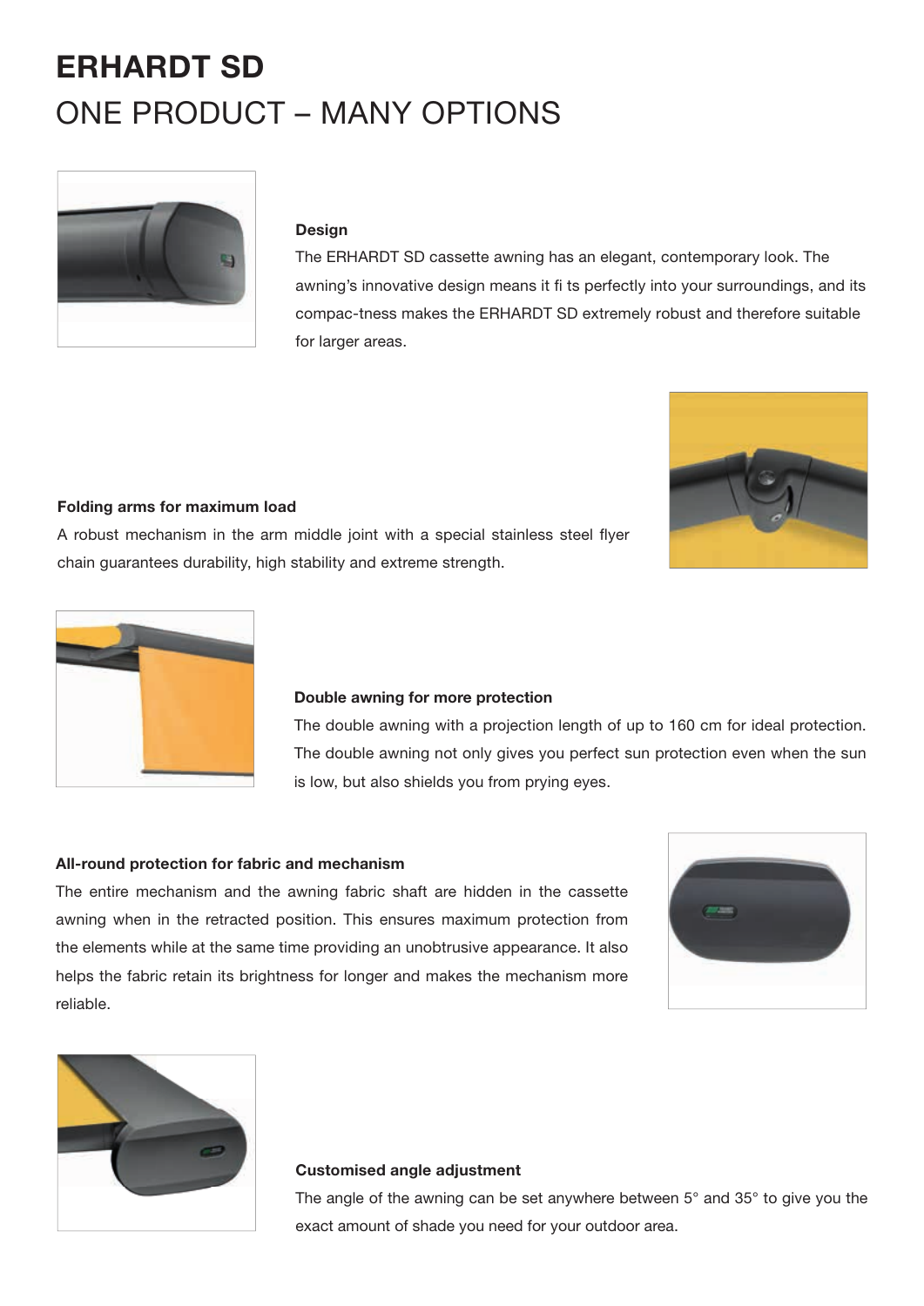# ERHARDT SD

## ONE PRODUCT – MANY OPTIONS

**Design**

The ERHARDT SD cassette awning has an elegant, contemporary look. The awning's innovative design means it fi ts perfectly into your surroundings, and its compac-tness makes the ERHARDT SD extremely robust and therefore suitable for larger areas.

**Folding arms for maximum load**

A robust mechanism in the arm middle joint with a special stainless steel flyer chain guarantees durability, high stability and extreme strength.

**Double awning for more protection**

The double awning with a projection length of up to 160 cm for ideal protection. The double awning not only gives you perfect sun protection even when the sun is low, but also shields you from prying eyes.

**All-round protection for fabric and mechanism**

The entire mechanism and the awning fabric shaft are hidden in the cassette awning when in the retracted position. This ensures maximum protection from the elements while at the same time providing an unobtrusive appearance. It also helps the fabric retain its brightness for longer and makes the mechanism more reliable.

**Customised angle adjustment**

The angle of the awning can be set anywhere between 5° and 35° to give you the exact amount of shade you need for your outdoor area.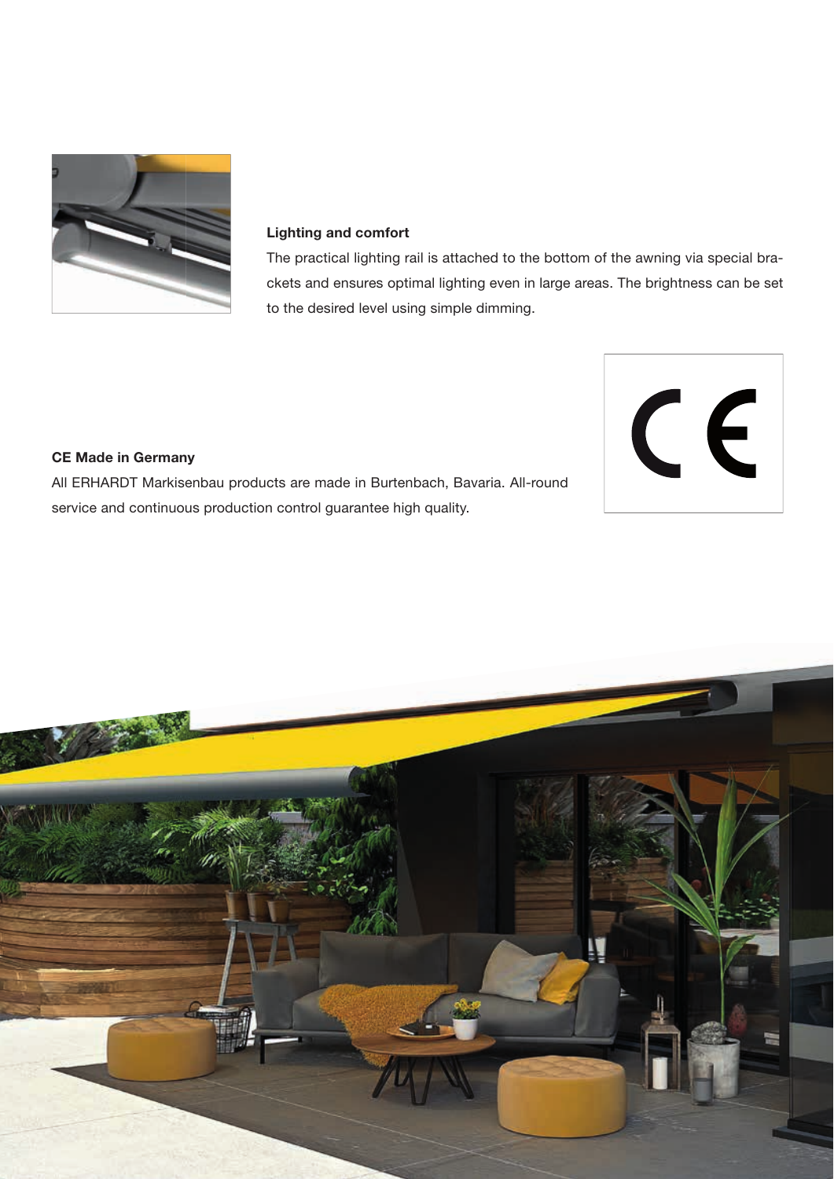**Lighting and comfort**

The practical lighting rail is attached to the bottom of the awning via special brackets and ensures optimal lighting even in large areas. The brightness can be set to the desired level using simple dimming.

**CE Made in Germany**

All ERHARDT Markisenbau products are made in Burtenbach, Bavaria. All-round service and continuous production control guarantee high quality.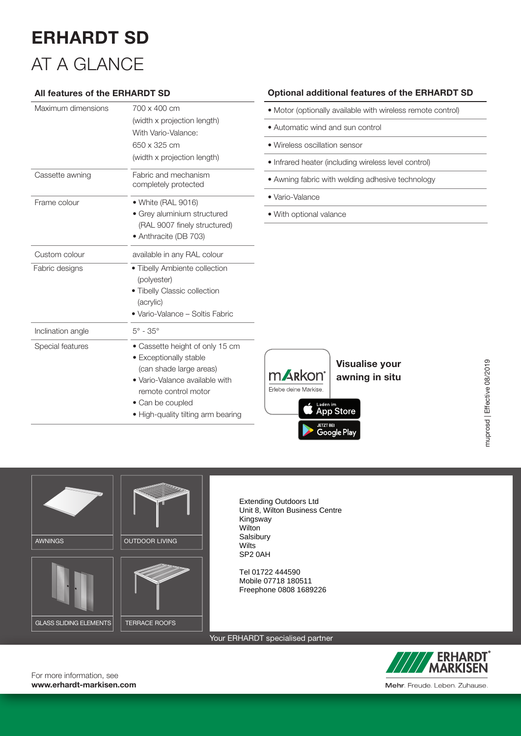# ERHARDT SD

## AT A GLANCE

### All features of the ERHARDT SD

| | |
|---|---|
| Maximum dimensions | 700 x 400 cm (width x projection length) With Vario-Valance: 650 x 325 cm (width x projection length) |
| Cassette awning | Fabric and mechanism completely protected |
| Frame colour | • White (RAL 9016) • Grey aluminium structured (RAL 9007 finely structured) • Anthracite (DB 703) |
| Custom colour | available in any RAL colour |
| Fabric designs | • Tibelly Ambiente collection (polyester) • Tibelly Classic collection (acrylic) • Vario-Valance – Soltis Fabric |
| Inclination angle | 5° - 35° |
| Special features | • Cassette height of only 15 cm • Exceptionally stable (can shade large areas) • Vario-Valance available with remote control motor • Can be coupled • High-quality tilting arm bearing |

### Optional additional features of the ERHARDT SD

- Motor (optionally available with wireless remote control)
- Automatic wind and sun control
- Wireless oscillation sensor
- Infrared heater (including wireless level control)
- Awning fabric with welding adhesive technology
- Vario-Valance
- With optional valance

mARkon
Erlebe deine Markise.

**Visualise your awning in situ**

Laden im App Store

JETZT BEI Google Play

muprosd | Effective 08/2019

AWNINGS

OUTDOOR LIVING

GLASS SLIDING ELEMENTS

TERRACE ROOFS

Extending Outdoors Ltd
Unit 8, Wilton Business Centre
Kingsway
Wilton
Salsibury
Wilts
SP2 0AH

Tel 01722 444590
Mobile 07718 180511
Freephone 0808 1689226

Your ERHARDT specialised partner

For more information, see
**www.erhardt-markisen.com**

ERHARDT® MARKISEN

**Mehr**. Freude. Leben. Zuhause.